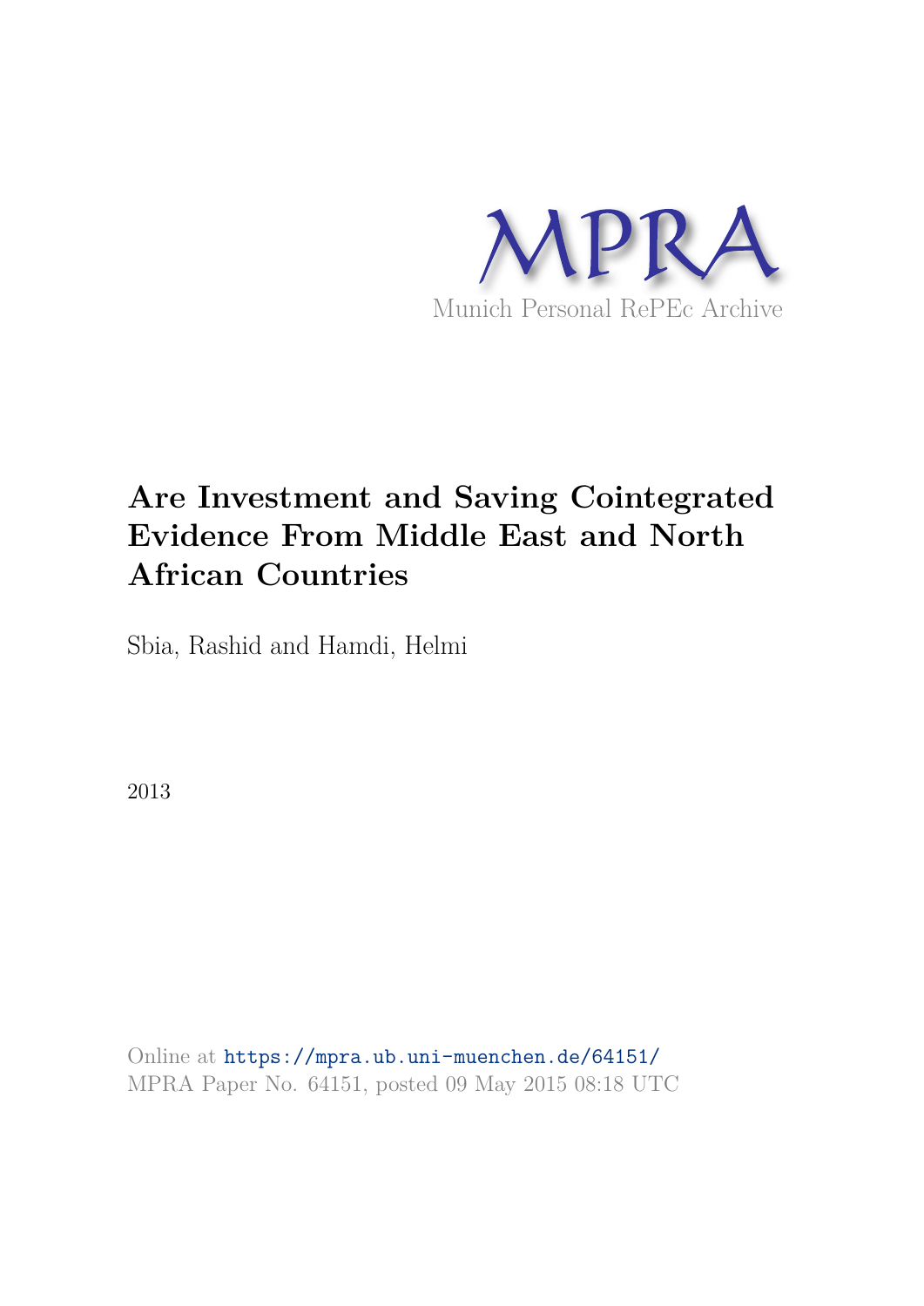MPRA

Munich Personal RePEc Archive

# Are Investment and Saving Cointegrated Evidence From Middle East and North African Countries

Sbia, Rashid and Hamdi, Helmi

2013

Online at https://mpra.ub.uni-muenchen.de/64151/
MPRA Paper No. 64151, posted 09 May 2015 08:18 UTC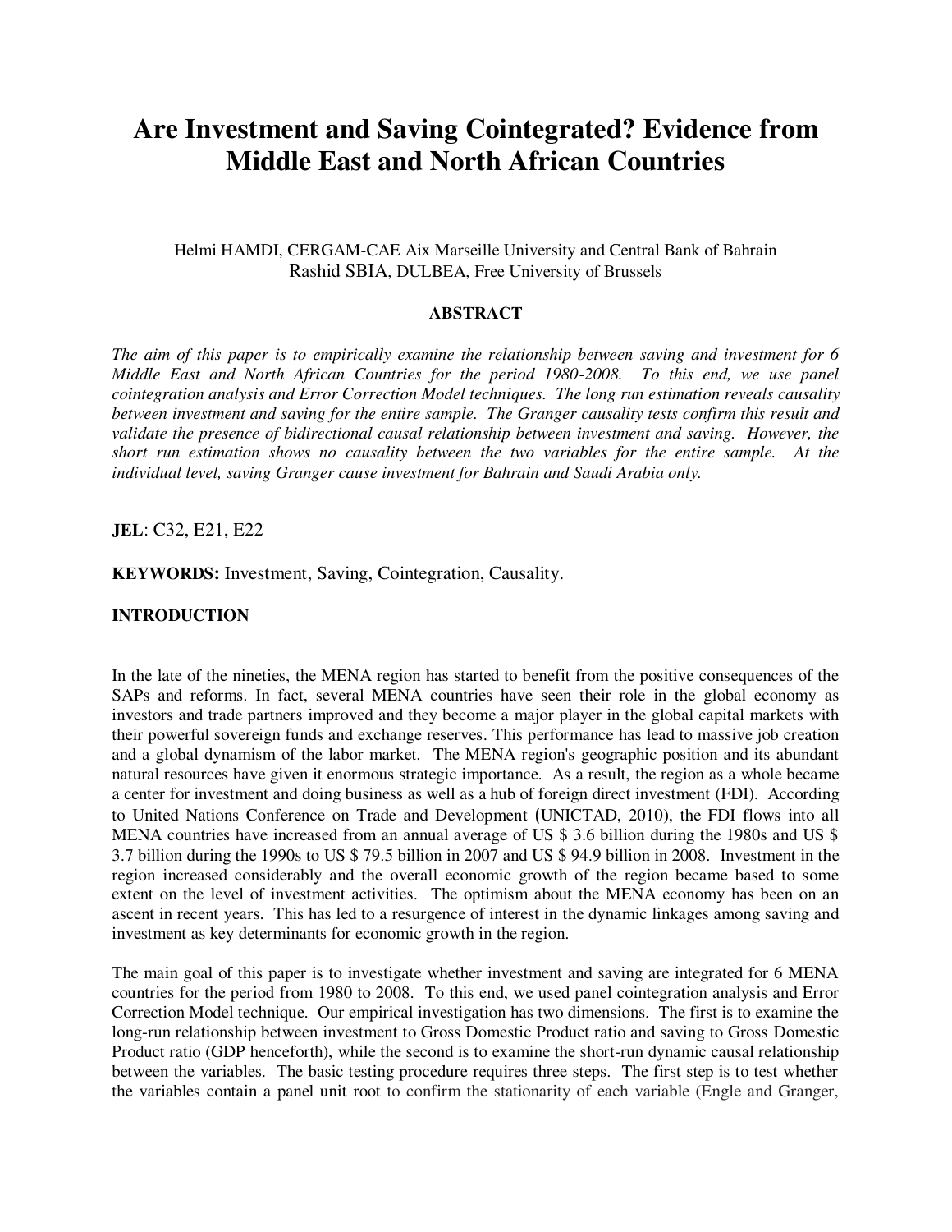# Are Investment and Saving Cointegrated? Evidence from Middle East and North African Countries

Helmi HAMDI, CERGAM-CAE Aix Marseille University and Central Bank of Bahrain
Rashid SBIA, DULBEA, Free University of Brussels

**ABSTRACT**

*The aim of this paper is to empirically examine the relationship between saving and investment for 6 Middle East and North African Countries for the period 1980-2008. To this end, we use panel cointegration analysis and Error Correction Model techniques. The long run estimation reveals causality between investment and saving for the entire sample. The Granger causality tests confirm this result and validate the presence of bidirectional causal relationship between investment and saving. However, the short run estimation shows no causality between the two variables for the entire sample. At the individual level, saving Granger cause investment for Bahrain and Saudi Arabia only.*

**JEL**: C32, E21, E22

**KEYWORDS:** Investment, Saving, Cointegration, Causality.

**INTRODUCTION**

In the late of the nineties, the MENA region has started to benefit from the positive consequences of the SAPs and reforms. In fact, several MENA countries have seen their role in the global economy as investors and trade partners improved and they become a major player in the global capital markets with their powerful sovereign funds and exchange reserves. This performance has lead to massive job creation and a global dynamism of the labor market. The MENA region's geographic position and its abundant natural resources have given it enormous strategic importance. As a result, the region as a whole became a center for investment and doing business as well as a hub of foreign direct investment (FDI). According to United Nations Conference on Trade and Development (UNICTAD, 2010), the FDI flows into all MENA countries have increased from an annual average of US $ 3.6 billion during the 1980s and US $ 3.7 billion during the 1990s to US $ 79.5 billion in 2007 and US $ 94.9 billion in 2008. Investment in the region increased considerably and the overall economic growth of the region became based to some extent on the level of investment activities. The optimism about the MENA economy has been on an ascent in recent years. This has led to a resurgence of interest in the dynamic linkages among saving and investment as key determinants for economic growth in the region.

The main goal of this paper is to investigate whether investment and saving are integrated for 6 MENA countries for the period from 1980 to 2008. To this end, we used panel cointegration analysis and Error Correction Model technique. Our empirical investigation has two dimensions. The first is to examine the long-run relationship between investment to Gross Domestic Product ratio and saving to Gross Domestic Product ratio (GDP henceforth), while the second is to examine the short-run dynamic causal relationship between the variables. The basic testing procedure requires three steps. The first step is to test whether the variables contain a panel unit root to confirm the stationarity of each variable (Engle and Granger,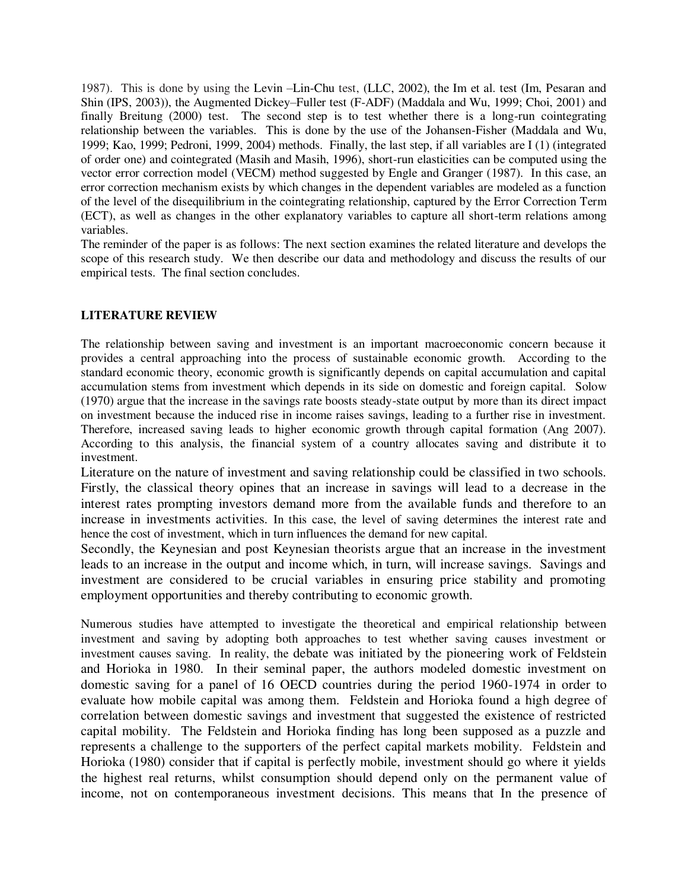1987). This is done by using the Levin –Lin-Chu test, (LLC, 2002), the Im et al. test (Im, Pesaran and Shin (IPS, 2003)), the Augmented Dickey–Fuller test (F-ADF) (Maddala and Wu, 1999; Choi, 2001) and finally Breitung (2000) test. The second step is to test whether there is a long-run cointegrating relationship between the variables. This is done by the use of the Johansen-Fisher (Maddala and Wu, 1999; Kao, 1999; Pedroni, 1999, 2004) methods. Finally, the last step, if all variables are I (1) (integrated of order one) and cointegrated (Masih and Masih, 1996), short-run elasticities can be computed using the vector error correction model (VECM) method suggested by Engle and Granger (1987). In this case, an error correction mechanism exists by which changes in the dependent variables are modeled as a function of the level of the disequilibrium in the cointegrating relationship, captured by the Error Correction Term (ECT), as well as changes in the other explanatory variables to capture all short-term relations among variables.

The reminder of the paper is as follows: The next section examines the related literature and develops the scope of this research study. We then describe our data and methodology and discuss the results of our empirical tests. The final section concludes.

## LITERATURE REVIEW

The relationship between saving and investment is an important macroeconomic concern because it provides a central approaching into the process of sustainable economic growth. According to the standard economic theory, economic growth is significantly depends on capital accumulation and capital accumulation stems from investment which depends in its side on domestic and foreign capital. Solow (1970) argue that the increase in the savings rate boosts steady-state output by more than its direct impact on investment because the induced rise in income raises savings, leading to a further rise in investment. Therefore, increased saving leads to higher economic growth through capital formation (Ang 2007). According to this analysis, the financial system of a country allocates saving and distribute it to investment.

Literature on the nature of investment and saving relationship could be classified in two schools. Firstly, the classical theory opines that an increase in savings will lead to a decrease in the interest rates prompting investors demand more from the available funds and therefore to an increase in investments activities. In this case, the level of saving determines the interest rate and hence the cost of investment, which in turn influences the demand for new capital.

Secondly, the Keynesian and post Keynesian theorists argue that an increase in the investment leads to an increase in the output and income which, in turn, will increase savings. Savings and investment are considered to be crucial variables in ensuring price stability and promoting employment opportunities and thereby contributing to economic growth.

Numerous studies have attempted to investigate the theoretical and empirical relationship between investment and saving by adopting both approaches to test whether saving causes investment or investment causes saving. In reality, the debate was initiated by the pioneering work of Feldstein and Horioka in 1980. In their seminal paper, the authors modeled domestic investment on domestic saving for a panel of 16 OECD countries during the period 1960-1974 in order to evaluate how mobile capital was among them. Feldstein and Horioka found a high degree of correlation between domestic savings and investment that suggested the existence of restricted capital mobility. The Feldstein and Horioka finding has long been supposed as a puzzle and represents a challenge to the supporters of the perfect capital markets mobility. Feldstein and Horioka (1980) consider that if capital is perfectly mobile, investment should go where it yields the highest real returns, whilst consumption should depend only on the permanent value of income, not on contemporaneous investment decisions. This means that In the presence of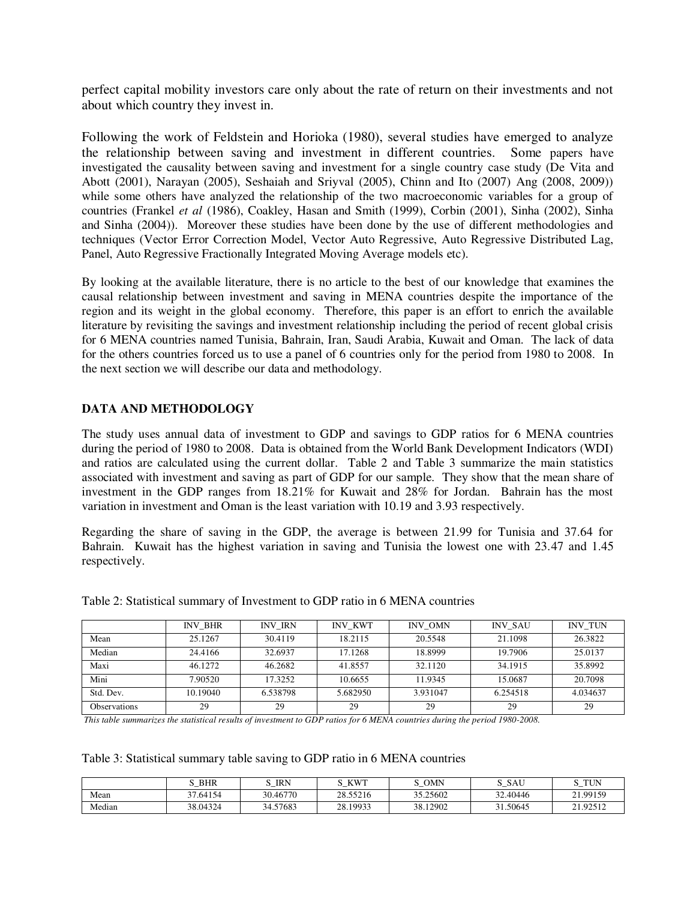perfect capital mobility investors care only about the rate of return on their investments and not about which country they invest in.

Following the work of Feldstein and Horioka (1980), several studies have emerged to analyze the relationship between saving and investment in different countries. Some papers have investigated the causality between saving and investment for a single country case study (De Vita and Abott (2001), Narayan (2005), Seshaiah and Sriyval (2005), Chinn and Ito (2007) Ang (2008, 2009)) while some others have analyzed the relationship of the two macroeconomic variables for a group of countries (Frankel *et al* (1986), Coakley, Hasan and Smith (1999), Corbin (2001), Sinha (2002), Sinha and Sinha (2004)). Moreover these studies have been done by the use of different methodologies and techniques (Vector Error Correction Model, Vector Auto Regressive, Auto Regressive Distributed Lag, Panel, Auto Regressive Fractionally Integrated Moving Average models etc).

By looking at the available literature, there is no article to the best of our knowledge that examines the causal relationship between investment and saving in MENA countries despite the importance of the region and its weight in the global economy. Therefore, this paper is an effort to enrich the available literature by revisiting the savings and investment relationship including the period of recent global crisis for 6 MENA countries named Tunisia, Bahrain, Iran, Saudi Arabia, Kuwait and Oman. The lack of data for the others countries forced us to use a panel of 6 countries only for the period from 1980 to 2008. In the next section we will describe our data and methodology.

## DATA AND METHODOLOGY

The study uses annual data of investment to GDP and savings to GDP ratios for 6 MENA countries during the period of 1980 to 2008. Data is obtained from the World Bank Development Indicators (WDI) and ratios are calculated using the current dollar. Table 2 and Table 3 summarize the main statistics associated with investment and saving as part of GDP for our sample. They show that the mean share of investment in the GDP ranges from 18.21% for Kuwait and 28% for Jordan. Bahrain has the most variation in investment and Oman is the least variation with 10.19 and 3.93 respectively.

Regarding the share of saving in the GDP, the average is between 21.99 for Tunisia and 37.64 for Bahrain. Kuwait has the highest variation in saving and Tunisia the lowest one with 23.47 and 1.45 respectively.

Table 2: Statistical summary of Investment to GDP ratio in 6 MENA countries

| | INV_BHR | INV_IRN | INV_KWT | INV_OMN | INV_SAU | INV_TUN |
|---|---|---|---|---|---|---|
| Mean | 25.1267 | 30.4119 | 18.2115 | 20.5548 | 21.1098 | 26.3822 |
| Median | 24.4166 | 32.6937 | 17.1268 | 18.8999 | 19.7906 | 25.0137 |
| Maxi | 46.1272 | 46.2682 | 41.8557 | 32.1120 | 34.1915 | 35.8992 |
| Mini | 7.90520 | 17.3252 | 10.6655 | 11.9345 | 15.0687 | 20.7098 |
| Std. Dev. | 10.19040 | 6.538798 | 5.682950 | 3.931047 | 6.254518 | 4.034637 |
| Observations | 29 | 29 | 29 | 29 | 29 | 29 |

*This table summarizes the statistical results of investment to GDP ratios for 6 MENA countries during the period 1980-2008.*

Table 3: Statistical summary table saving to GDP ratio in 6 MENA countries

| | S_BHR | S_IRN | S_KWT | S_OMN | S_SAU | S_TUN |
|---|---|---|---|---|---|---|
| Mean | 37.64154 | 30.46770 | 28.55216 | 35.25602 | 32.40446 | 21.99159 |
| Median | 38.04324 | 34.57683 | 28.19933 | 38.12902 | 31.50645 | 21.92512 |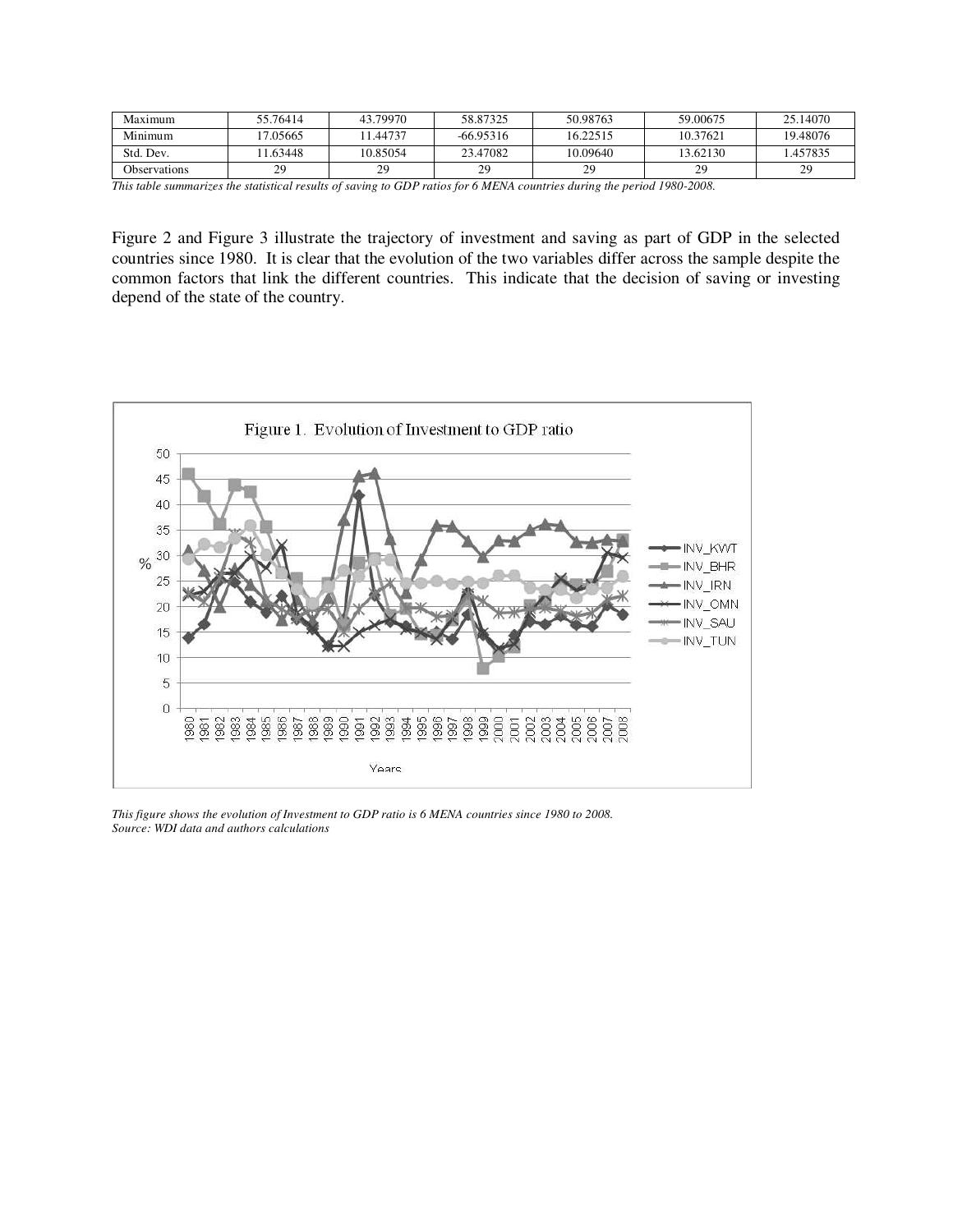| Maximum | 55.76414 | 43.79970 | 58.87325 | 50.98763 | 59.00675 | 25.14070 |
|---|---|---|---|---|---|---|
| Minimum | 17.05665 | 11.44737 | -66.95316 | 16.22515 | 10.37621 | 19.48076 |
| Std. Dev. | 11.63448 | 10.85054 | 23.47082 | 10.09640 | 13.62130 | 1.457835 |
| Observations | 29 | 29 | 29 | 29 | 29 | 29 |

*This table summarizes the statistical results of saving to GDP ratios for 6 MENA countries during the period 1980-2008.*

Figure 2 and Figure 3 illustrate the trajectory of investment and saving as part of GDP in the selected countries since 1980. It is clear that the evolution of the two variables differ across the sample despite the common factors that link the different countries. This indicate that the decision of saving or investing depend of the state of the country.

Figure 1. Evolution of Investment to GDP ratio

*This figure shows the evolution of Investment to GDP ratio is 6 MENA countries since 1980 to 2008.*
*Source: WDI data and authors calculations*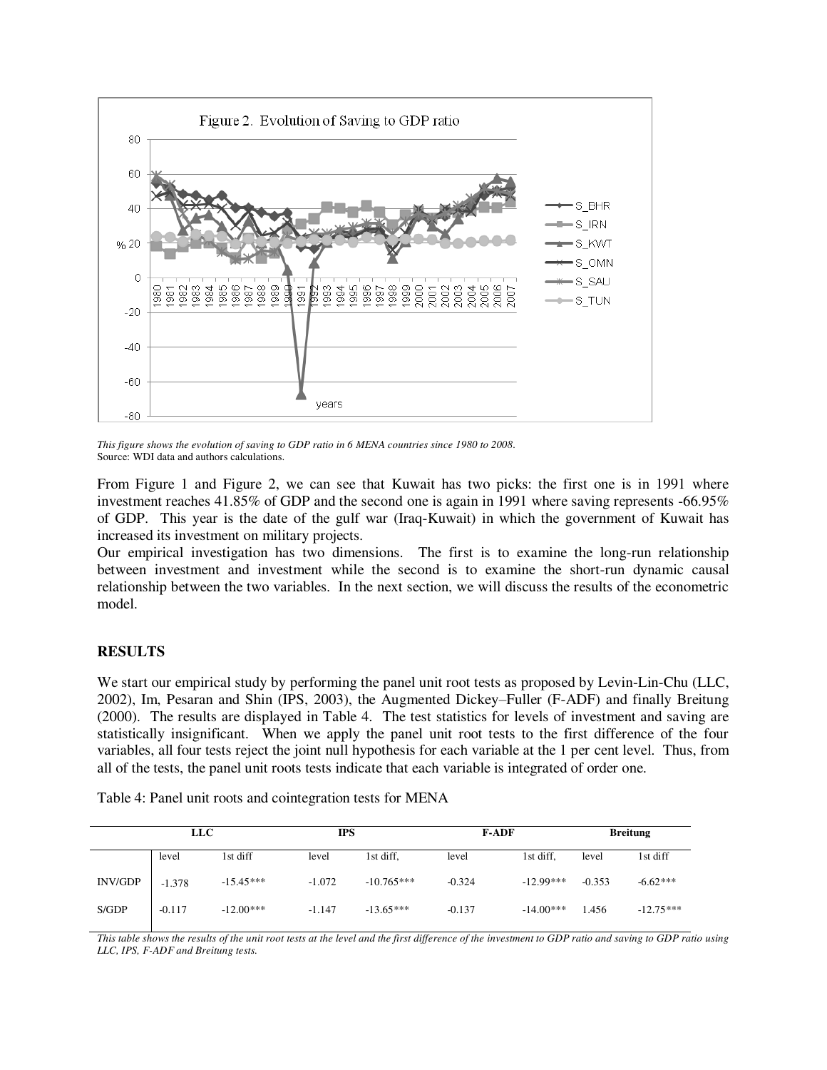This figure shows the evolution of saving to GDP ratio in 6 MENA countries since 1980 to 2008.
Source: WDI data and authors calculations.

From Figure 1 and Figure 2, we can see that Kuwait has two picks: the first one is in 1991 where investment reaches 41.85% of GDP and the second one is again in 1991 where saving represents -66.95% of GDP. This year is the date of the gulf war (Iraq-Kuwait) in which the government of Kuwait has increased its investment on military projects.

Our empirical investigation has two dimensions. The first is to examine the long-run relationship between investment and investment while the second is to examine the short-run dynamic causal relationship between the two variables. In the next section, we will discuss the results of the econometric model.

## RESULTS

We start our empirical study by performing the panel unit root tests as proposed by Levin-Lin-Chu (LLC, 2002), Im, Pesaran and Shin (IPS, 2003), the Augmented Dickey–Fuller (F-ADF) and finally Breitung (2000). The results are displayed in Table 4. The test statistics for levels of investment and saving are statistically insignificant. When we apply the panel unit root tests to the first difference of the four variables, all four tests reject the joint null hypothesis for each variable at the 1 per cent level. Thus, from all of the tests, the panel unit roots tests indicate that each variable is integrated of order one.

Table 4: Panel unit roots and cointegration tests for MENA

| | **LLC** | | **IPS** | | **F-ADF** | | **Breitung** | |
|---|---|---|---|---|---|---|---|---|
| | level | 1st diff | level | 1st diff, | level | 1st diff, | level | 1st diff |
| INV/GDP | -1.378 | -15.45*** | -1.072 | -10.765*** | -0.324 | -12.99*** | -0.353 | -6.62*** |
| S/GDP | -0.117 | -12.00*** | -1.147 | -13.65*** | -0.137 | -14.00*** | 1.456 | -12.75*** |

*This table shows the results of the unit root tests at the level and the first difference of the investment to GDP ratio and saving to GDP ratio using LLC, IPS, F-ADF and Breitung tests.*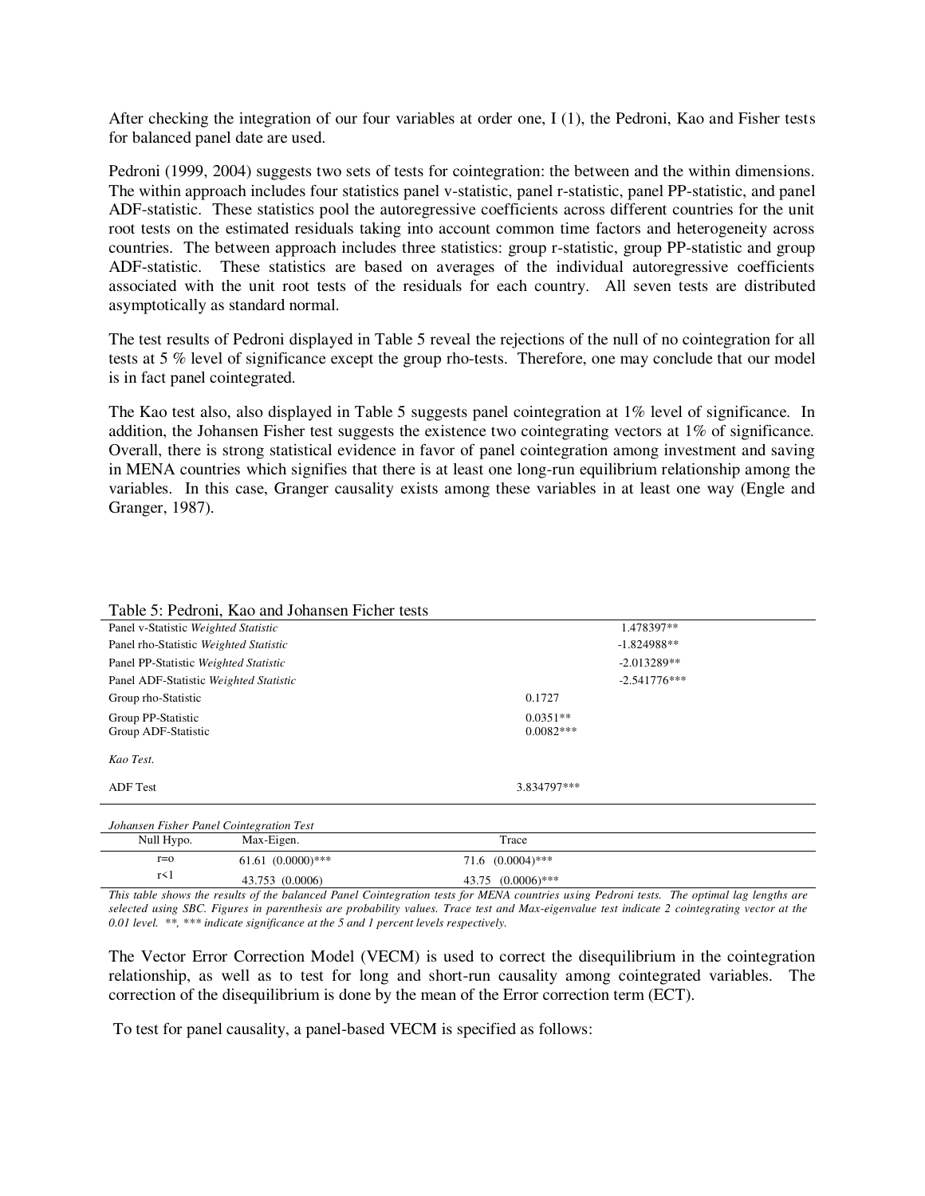After checking the integration of our four variables at order one, I (1), the Pedroni, Kao and Fisher tests for balanced panel date are used.

Pedroni (1999, 2004) suggests two sets of tests for cointegration: the between and the within dimensions. The within approach includes four statistics panel v-statistic, panel r-statistic, panel PP-statistic, and panel ADF-statistic. These statistics pool the autoregressive coefficients across different countries for the unit root tests on the estimated residuals taking into account common time factors and heterogeneity across countries. The between approach includes three statistics: group r-statistic, group PP-statistic and group ADF-statistic. These statistics are based on averages of the individual autoregressive coefficients associated with the unit root tests of the residuals for each country. All seven tests are distributed asymptotically as standard normal.

The test results of Pedroni displayed in Table 5 reveal the rejections of the null of no cointegration for all tests at 5 % level of significance except the group rho-tests. Therefore, one may conclude that our model is in fact panel cointegrated.

The Kao test also, also displayed in Table 5 suggests panel cointegration at 1% level of significance. In addition, the Johansen Fisher test suggests the existence two cointegrating vectors at 1% of significance. Overall, there is strong statistical evidence in favor of panel cointegration among investment and saving in MENA countries which signifies that there is at least one long-run equilibrium relationship among the variables. In this case, Granger causality exists among these variables in at least one way (Engle and Granger, 1987).

Table 5: Pedroni, Kao and Johansen Ficher tests

| | | |
|---|---|---|
| Panel v-Statistic *Weighted Statistic* | | 1.478397** |
| Panel rho-Statistic *Weighted Statistic* | | -1.824988** |
| Panel PP-Statistic *Weighted Statistic* | | -2.013289** |
| Panel ADF-Statistic *Weighted Statistic* | | -2.541776*** |
| Group rho-Statistic | 0.1727 | |
| Group PP-Statistic | 0.0351** | |
| Group ADF-Statistic | 0.0082*** | |
| *Kao Test.* | | |
| ADF Test | 3.834797*** | |

*Johansen Fisher Panel Cointegration Test*

| Null Hypo. | Max-Eigen. | Trace |
|---|---|---|
| r=o | 61.61 (0.0000)*** | 71.6 (0.0004)*** |
| r<1 | 43.753 (0.0006) | 43.75 (0.0006)*** |

*This table shows the results of the balanced Panel Cointegration tests for MENA countries using Pedroni tests. The optimal lag lengths are selected using SBC. Figures in parenthesis are probability values. Trace test and Max-eigenvalue test indicate 2 cointegrating vector at the 0.01 level. \*\*, \*\*\* indicate significance at the 5 and 1 percent levels respectively.*

The Vector Error Correction Model (VECM) is used to correct the disequilibrium in the cointegration relationship, as well as to test for long and short-run causality among cointegrated variables. The correction of the disequilibrium is done by the mean of the Error correction term (ECT).

To test for panel causality, a panel-based VECM is specified as follows: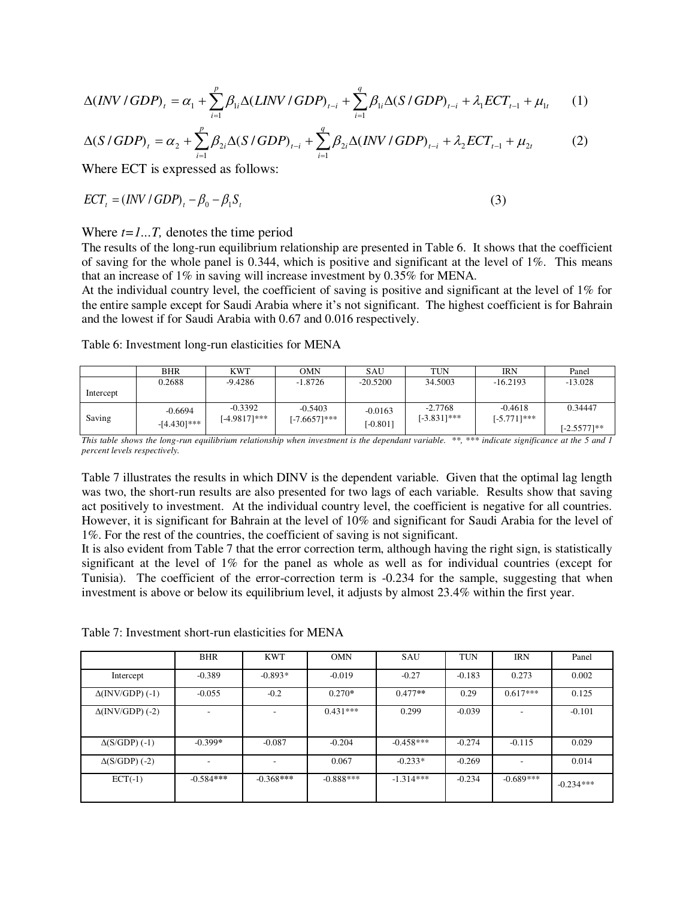$$\Delta(INV/GDP)_t = \alpha_1 + \sum_{i=1}^{p} \beta_{1i} \Delta(LINV/GDP)_{t-i} + \sum_{i=1}^{q} \beta_{1i} \Delta(S/GDP)_{t-i} + \lambda_1 ECT_{t-1} + \mu_{1t} \quad (1)$$

$$\Delta(S/GDP)_t = \alpha_2 + \sum_{i=1}^{p} \beta_{2i} \Delta(S/GDP)_{t-i} + \sum_{i=1}^{q} \beta_{2i} \Delta(INV/GDP)_{t-i} + \lambda_2 ECT_{t-1} + \mu_{2t} \quad (2)$$

Where ECT is expressed as follows:

$$ECT_t = (INV/GDP)_t - \beta_0 - \beta_1 S_t \quad (3)$$

Where $t=1...T$, denotes the time period

The results of the long-run equilibrium relationship are presented in Table 6. It shows that the coefficient of saving for the whole panel is 0.344, which is positive and significant at the level of 1%. This means that an increase of 1% in saving will increase investment by 0.35% for MENA.

At the individual country level, the coefficient of saving is positive and significant at the level of 1% for the entire sample except for Saudi Arabia where it's not significant. The highest coefficient is for Bahrain and the lowest if for Saudi Arabia with 0.67 and 0.016 respectively.

Table 6: Investment long-run elasticities for MENA

| | BHR | KWT | OMN | SAU | TUN | IRN | Panel |
|---|---|---|---|---|---|---|---|
| Intercept | 0.2688 | -9.4286 | -1.8726 | -20.5200 | 34.5003 | -16.2193 | -13.028 |
| Saving | -0.6694 -[4.430]*** | -0.3392 [-4.9817]*** | -0.5403 [-7.6657]*** | -0.0163 [-0.801] | -2.7768 [-3.831]*** | -0.4618 [-5.771]*** | 0.34447 [-2.5577]** |

*This table shows the long-run equilibrium relationship when investment is the dependant variable. **, *** indicate significance at the 5 and 1 percent levels respectively.*

Table 7 illustrates the results in which DINV is the dependent variable. Given that the optimal lag length was two, the short-run results are also presented for two lags of each variable. Results show that saving act positively to investment. At the individual country level, the coefficient is negative for all countries. However, it is significant for Bahrain at the level of 10% and significant for Saudi Arabia for the level of 1%. For the rest of the countries, the coefficient of saving is not significant.

It is also evident from Table 7 that the error correction term, although having the right sign, is statistically significant at the level of 1% for the panel as whole as well as for individual countries (except for Tunisia). The coefficient of the error-correction term is -0.234 for the sample, suggesting that when investment is above or below its equilibrium level, it adjusts by almost 23.4% within the first year.

Table 7: Investment short-run elasticities for MENA

| | BHR | KWT | OMN | SAU | TUN | IRN | Panel |
|---|---|---|---|---|---|---|---|
| Intercept | -0.389 | -0.893* | -0.019 | -0.27 | -0.183 | 0.273 | 0.002 |
| Δ(INV/GDP) (-1) | -0.055 | -0.2 | 0.270* | 0.477** | 0.29 | 0.617*** | 0.125 |
| Δ(INV/GDP) (-2) | - | - | 0.431*** | 0.299 | -0.039 | - | -0.101 |
| Δ(S/GDP) (-1) | -0.399* | -0.087 | -0.204 | -0.458*** | -0.274 | -0.115 | 0.029 |
| Δ(S/GDP) (-2) | - | - | 0.067 | -0.233* | -0.269 | - | 0.014 |
| ECT(-1) | -0.584*** | -0.368*** | -0.888*** | -1.314*** | -0.234 | -0.689*** | -0.234*** |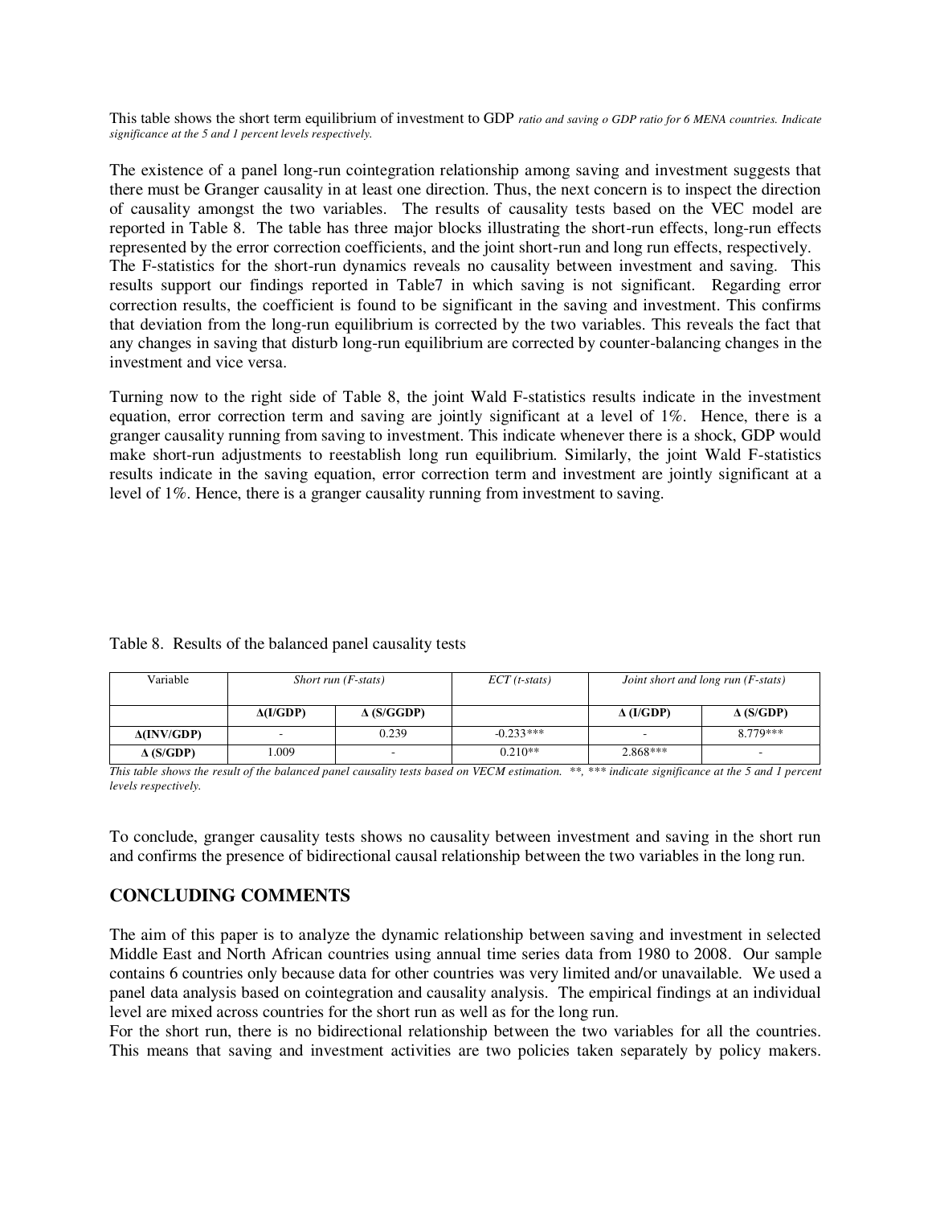This table shows the short term equilibrium of investment to GDP *ratio and saving o GDP ratio for 6 MENA countries. Indicate significance at the 5 and 1 percent levels respectively.*

The existence of a panel long-run cointegration relationship among saving and investment suggests that there must be Granger causality in at least one direction. Thus, the next concern is to inspect the direction of causality amongst the two variables. The results of causality tests based on the VEC model are reported in Table 8. The table has three major blocks illustrating the short-run effects, long-run effects represented by the error correction coefficients, and the joint short-run and long run effects, respectively.
The F-statistics for the short-run dynamics reveals no causality between investment and saving. This results support our findings reported in Table7 in which saving is not significant. Regarding error correction results, the coefficient is found to be significant in the saving and investment. This confirms that deviation from the long-run equilibrium is corrected by the two variables. This reveals the fact that any changes in saving that disturb long-run equilibrium are corrected by counter-balancing changes in the investment and vice versa.

Turning now to the right side of Table 8, the joint Wald F-statistics results indicate in the investment equation, error correction term and saving are jointly significant at a level of 1%. Hence, there is a granger causality running from saving to investment. This indicate whenever there is a shock, GDP would make short-run adjustments to reestablish long run equilibrium. Similarly, the joint Wald F-statistics results indicate in the saving equation, error correction term and investment are jointly significant at a level of 1%. Hence, there is a granger causality running from investment to saving.

Table 8. Results of the balanced panel causality tests

| Variable | *Short run (F-stats)* | | *ECT (t-stats)* | *Joint short and long run (F-stats)* | |
|---|---|---|---|---|---|
| | **Δ(I/GDP)** | **Δ (S/GGDP)** | | **Δ (I/GDP)** | **Δ (S/GDP)** |
| **Δ(INV/GDP)** | - | 0.239 | -0.233*** | - | 8.779*** |
| **Δ (S/GDP)** | 1.009 | - | 0.210** | 2.868*** | - |

*This table shows the result of the balanced panel causality tests based on VECM estimation. **, *** indicate significance at the 5 and 1 percent levels respectively.*

To conclude, granger causality tests shows no causality between investment and saving in the short run and confirms the presence of bidirectional causal relationship between the two variables in the long run.

## CONCLUDING COMMENTS

The aim of this paper is to analyze the dynamic relationship between saving and investment in selected Middle East and North African countries using annual time series data from 1980 to 2008. Our sample contains 6 countries only because data for other countries was very limited and/or unavailable. We used a panel data analysis based on cointegration and causality analysis. The empirical findings at an individual level are mixed across countries for the short run as well as for the long run.
For the short run, there is no bidirectional relationship between the two variables for all the countries. This means that saving and investment activities are two policies taken separately by policy makers.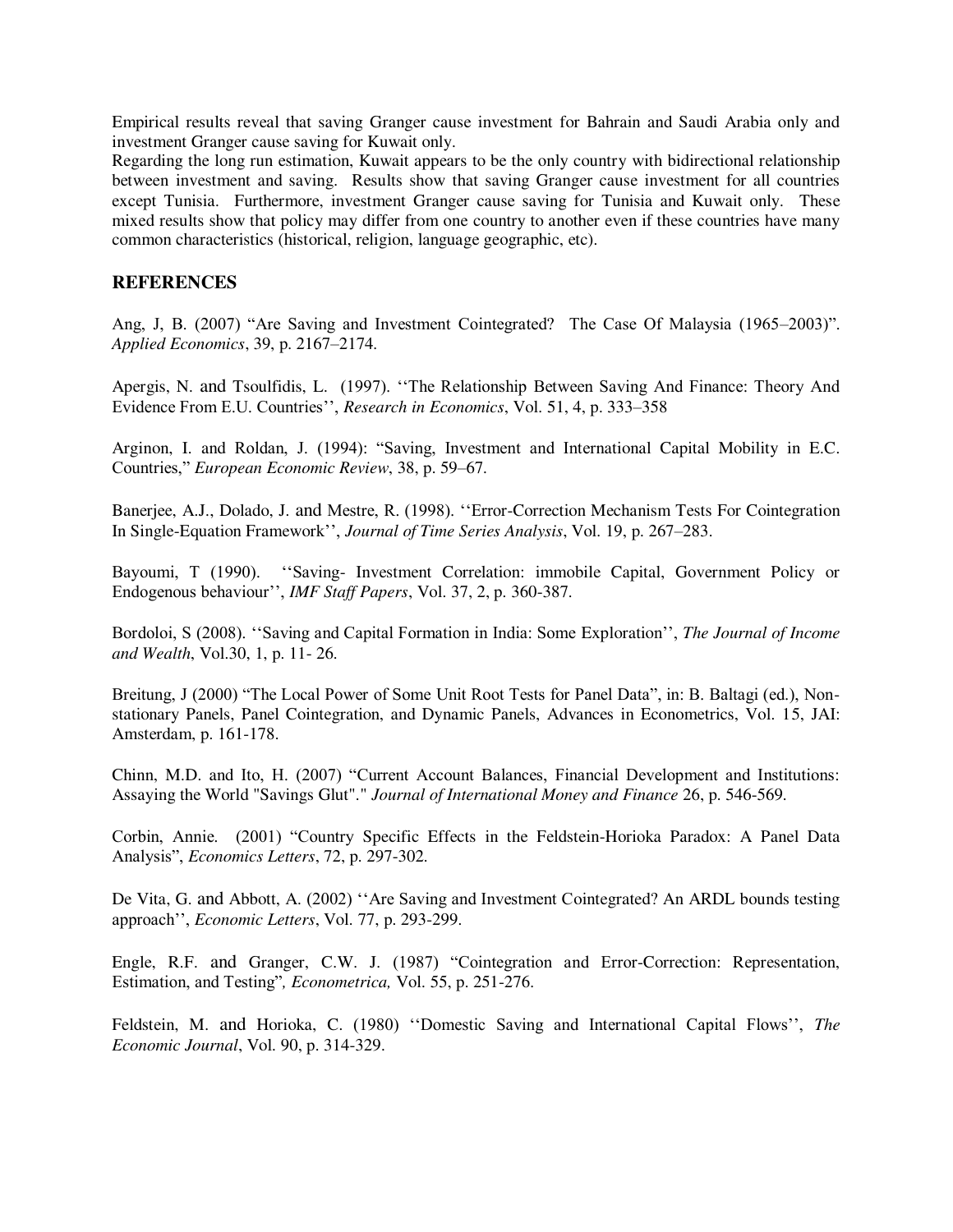Empirical results reveal that saving Granger cause investment for Bahrain and Saudi Arabia only and investment Granger cause saving for Kuwait only.

Regarding the long run estimation, Kuwait appears to be the only country with bidirectional relationship between investment and saving. Results show that saving Granger cause investment for all countries except Tunisia. Furthermore, investment Granger cause saving for Tunisia and Kuwait only. These mixed results show that policy may differ from one country to another even if these countries have many common characteristics (historical, religion, language geographic, etc).

## REFERENCES

Ang, J, B. (2007) "Are Saving and Investment Cointegrated? The Case Of Malaysia (1965–2003)". *Applied Economics*, 39, p. 2167–2174.

Apergis, N. and Tsoulfidis, L. (1997). ''The Relationship Between Saving And Finance: Theory And Evidence From E.U. Countries'', *Research in Economics*, Vol. 51, 4, p. 333–358

Arginon, I. and Roldan, J. (1994): "Saving, Investment and International Capital Mobility in E.C. Countries," *European Economic Review*, 38, p. 59–67.

Banerjee, A.J., Dolado, J. and Mestre, R. (1998). ''Error-Correction Mechanism Tests For Cointegration In Single-Equation Framework'', *Journal of Time Series Analysis*, Vol. 19, p. 267–283.

Bayoumi, T (1990). ''Saving- Investment Correlation: immobile Capital, Government Policy or Endogenous behaviour'', *IMF Staff Papers*, Vol. 37, 2, p. 360-387.

Bordoloi, S (2008). ''Saving and Capital Formation in India: Some Exploration'', *The Journal of Income and Wealth*, Vol.30, 1, p. 11- 26.

Breitung, J (2000) "The Local Power of Some Unit Root Tests for Panel Data", in: B. Baltagi (ed.), Non-stationary Panels, Panel Cointegration, and Dynamic Panels, Advances in Econometrics, Vol. 15, JAI: Amsterdam, p. 161-178.

Chinn, M.D. and Ito, H. (2007) "Current Account Balances, Financial Development and Institutions: Assaying the World "Savings Glut"." *Journal of International Money and Finance* 26, p. 546-569.

Corbin, Annie. (2001) "Country Specific Effects in the Feldstein-Horioka Paradox: A Panel Data Analysis", *Economics Letters*, 72, p. 297-302.

De Vita, G. and Abbott, A. (2002) ''Are Saving and Investment Cointegrated? An ARDL bounds testing approach'', *Economic Letters*, Vol. 77, p. 293-299.

Engle, R.F. and Granger, C.W. J. (1987) "Cointegration and Error-Correction: Representation, Estimation, and Testing", *Econometrica,* Vol. 55, p. 251-276.

Feldstein, M. and Horioka, C. (1980) ''Domestic Saving and International Capital Flows'', *The Economic Journal*, Vol. 90, p. 314-329.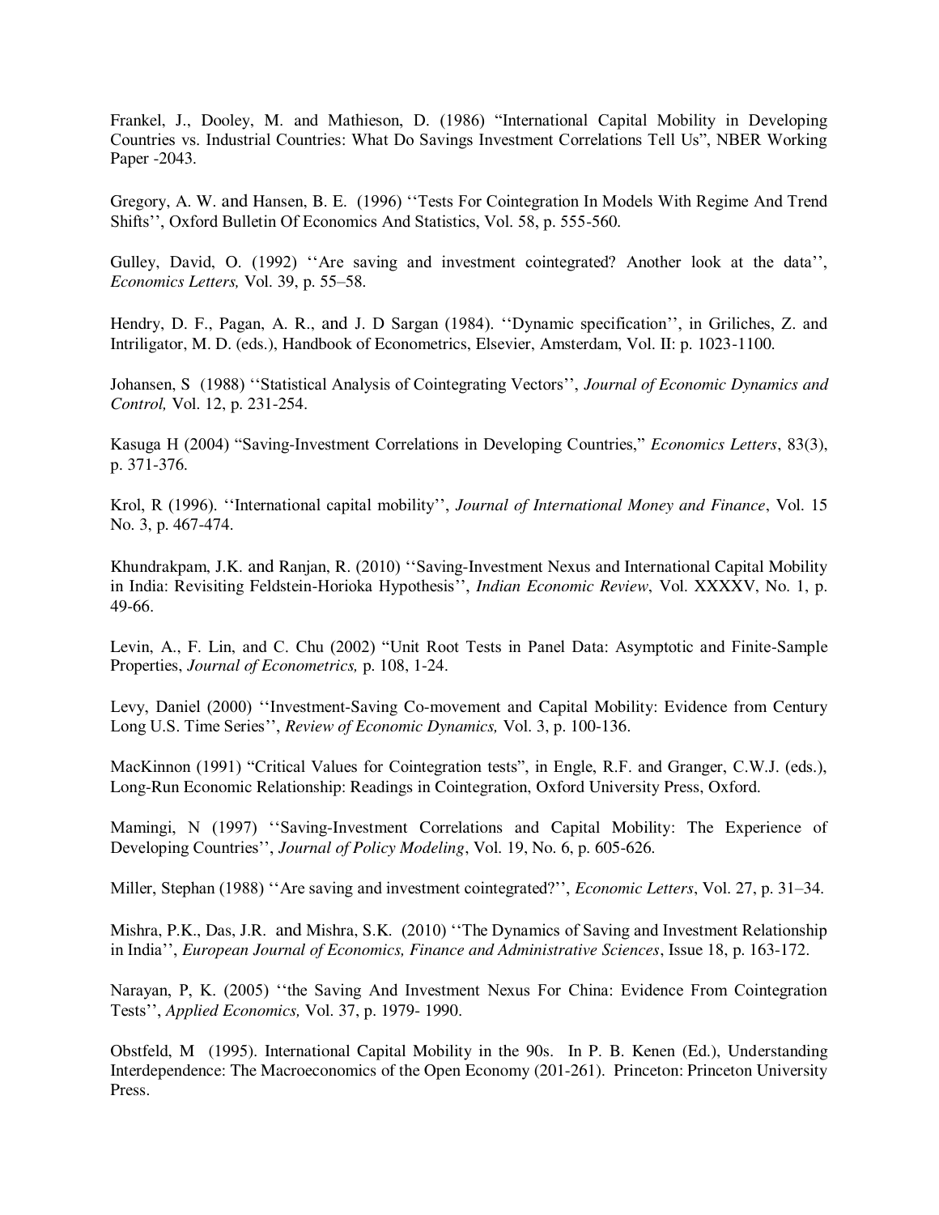Frankel, J., Dooley, M. and Mathieson, D. (1986) "International Capital Mobility in Developing Countries vs. Industrial Countries: What Do Savings Investment Correlations Tell Us", NBER Working Paper -2043.

Gregory, A. W. and Hansen, B. E. (1996) ''Tests For Cointegration In Models With Regime And Trend Shifts'', Oxford Bulletin Of Economics And Statistics, Vol. 58, p. 555-560.

Gulley, David, O. (1992) ''Are saving and investment cointegrated? Another look at the data'', *Economics Letters,* Vol. 39, p. 55–58.

Hendry, D. F., Pagan, A. R., and J. D Sargan (1984). ''Dynamic specification'', in Griliches, Z. and Intriligator, M. D. (eds.), Handbook of Econometrics, Elsevier, Amsterdam, Vol. II: p. 1023-1100.

Johansen, S (1988) ''Statistical Analysis of Cointegrating Vectors'', *Journal of Economic Dynamics and Control,* Vol. 12, p. 231-254.

Kasuga H (2004) "Saving-Investment Correlations in Developing Countries," *Economics Letters*, 83(3), p. 371-376.

Krol, R (1996). ''International capital mobility'', *Journal of International Money and Finance*, Vol. 15 No. 3, p. 467-474.

Khundrakpam, J.K. and Ranjan, R. (2010) ''Saving-Investment Nexus and International Capital Mobility in India: Revisiting Feldstein-Horioka Hypothesis'', *Indian Economic Review*, Vol. XXXXV, No. 1, p. 49-66.

Levin, A., F. Lin, and C. Chu (2002) "Unit Root Tests in Panel Data: Asymptotic and Finite-Sample Properties, *Journal of Econometrics,* p. 108, 1-24.

Levy, Daniel (2000) ''Investment-Saving Co-movement and Capital Mobility: Evidence from Century Long U.S. Time Series'', *Review of Economic Dynamics,* Vol. 3, p. 100-136.

MacKinnon (1991) "Critical Values for Cointegration tests", in Engle, R.F. and Granger, C.W.J. (eds.), Long-Run Economic Relationship: Readings in Cointegration, Oxford University Press, Oxford.

Mamingi, N (1997) ''Saving-Investment Correlations and Capital Mobility: The Experience of Developing Countries'', *Journal of Policy Modeling*, Vol. 19, No. 6, p. 605-626.

Miller, Stephan (1988) ''Are saving and investment cointegrated?'', *Economic Letters*, Vol. 27, p. 31–34.

Mishra, P.K., Das, J.R. and Mishra, S.K. (2010) ''The Dynamics of Saving and Investment Relationship in India'', *European Journal of Economics, Finance and Administrative Sciences*, Issue 18, p. 163-172.

Narayan, P, K. (2005) ''the Saving And Investment Nexus For China: Evidence From Cointegration Tests'', *Applied Economics,* Vol. 37, p. 1979- 1990.

Obstfeld, M (1995). International Capital Mobility in the 90s. In P. B. Kenen (Ed.), Understanding Interdependence: The Macroeconomics of the Open Economy (201-261). Princeton: Princeton University Press.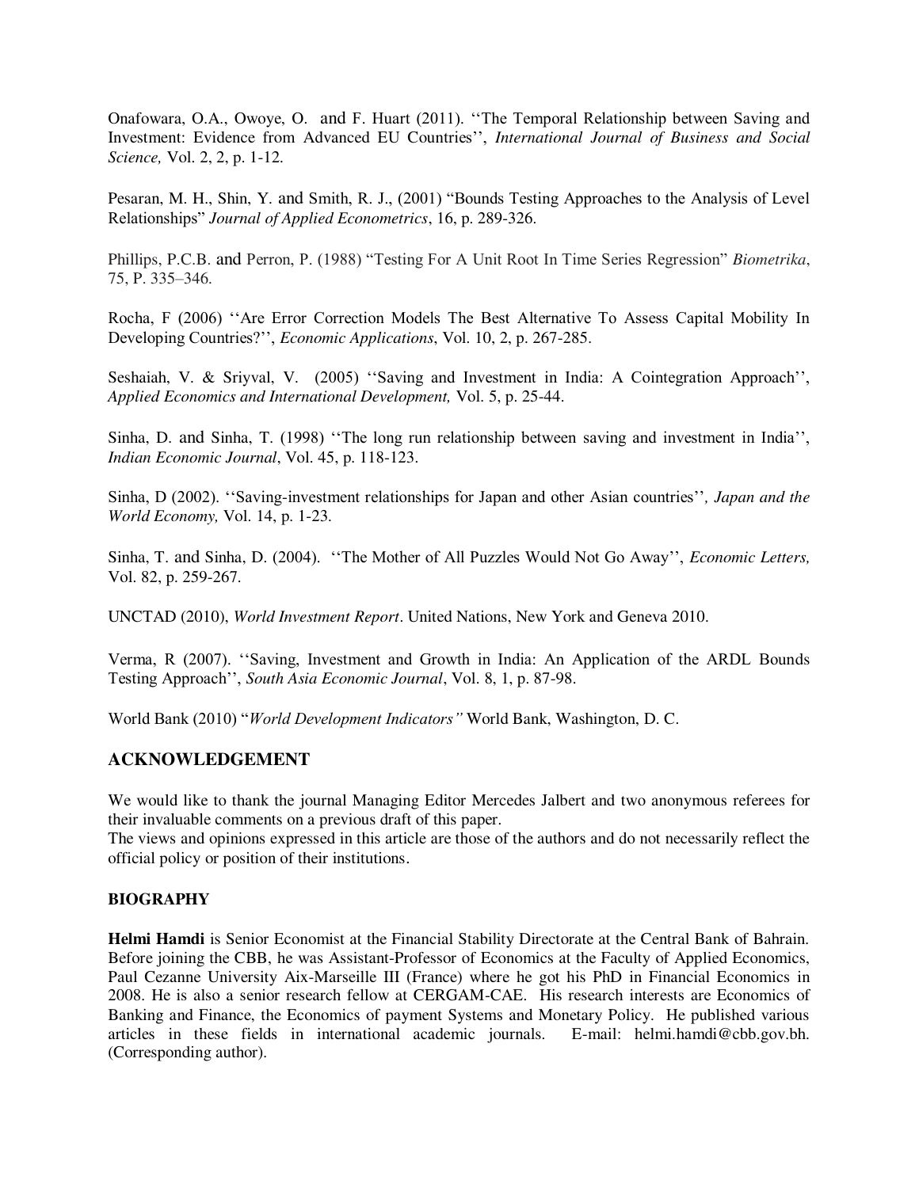Onafowara, O.A., Owoye, O. and F. Huart (2011). ''The Temporal Relationship between Saving and Investment: Evidence from Advanced EU Countries'', *International Journal of Business and Social Science,* Vol. 2, 2, p. 1-12.

Pesaran, M. H., Shin, Y. and Smith, R. J., (2001) "Bounds Testing Approaches to the Analysis of Level Relationships" *Journal of Applied Econometrics*, 16, p. 289-326.

Phillips, P.C.B. and Perron, P. (1988) "Testing For A Unit Root In Time Series Regression" *Biometrika*, 75, P. 335–346.

Rocha, F (2006) ''Are Error Correction Models The Best Alternative To Assess Capital Mobility In Developing Countries?'', *Economic Applications*, Vol. 10, 2, p. 267-285.

Seshaiah, V. & Sriyval, V. (2005) ''Saving and Investment in India: A Cointegration Approach'', *Applied Economics and International Development,* Vol. 5, p. 25-44.

Sinha, D. and Sinha, T. (1998) ''The long run relationship between saving and investment in India'', *Indian Economic Journal*, Vol. 45, p. 118-123.

Sinha, D (2002). ''Saving-investment relationships for Japan and other Asian countries''*, Japan and the World Economy,* Vol. 14, p. 1-23.

Sinha, T. and Sinha, D. (2004). ''The Mother of All Puzzles Would Not Go Away'', *Economic Letters,* Vol. 82, p. 259-267.

UNCTAD (2010), *World Investment Report*. United Nations, New York and Geneva 2010.

Verma, R (2007). ''Saving, Investment and Growth in India: An Application of the ARDL Bounds Testing Approach'', *South Asia Economic Journal*, Vol. 8, 1, p. 87-98.

World Bank (2010) "*World Development Indicators"* World Bank, Washington, D. C.

## ACKNOWLEDGEMENT

We would like to thank the journal Managing Editor Mercedes Jalbert and two anonymous referees for their invaluable comments on a previous draft of this paper.
The views and opinions expressed in this article are those of the authors and do not necessarily reflect the official policy or position of their institutions.

## BIOGRAPHY

**Helmi Hamdi** is Senior Economist at the Financial Stability Directorate at the Central Bank of Bahrain. Before joining the CBB, he was Assistant-Professor of Economics at the Faculty of Applied Economics, Paul Cezanne University Aix-Marseille III (France) where he got his PhD in Financial Economics in 2008. He is also a senior research fellow at CERGAM-CAE. His research interests are Economics of Banking and Finance, the Economics of payment Systems and Monetary Policy. He published various articles in these fields in international academic journals. E-mail: helmi.hamdi@cbb.gov.bh. (Corresponding author).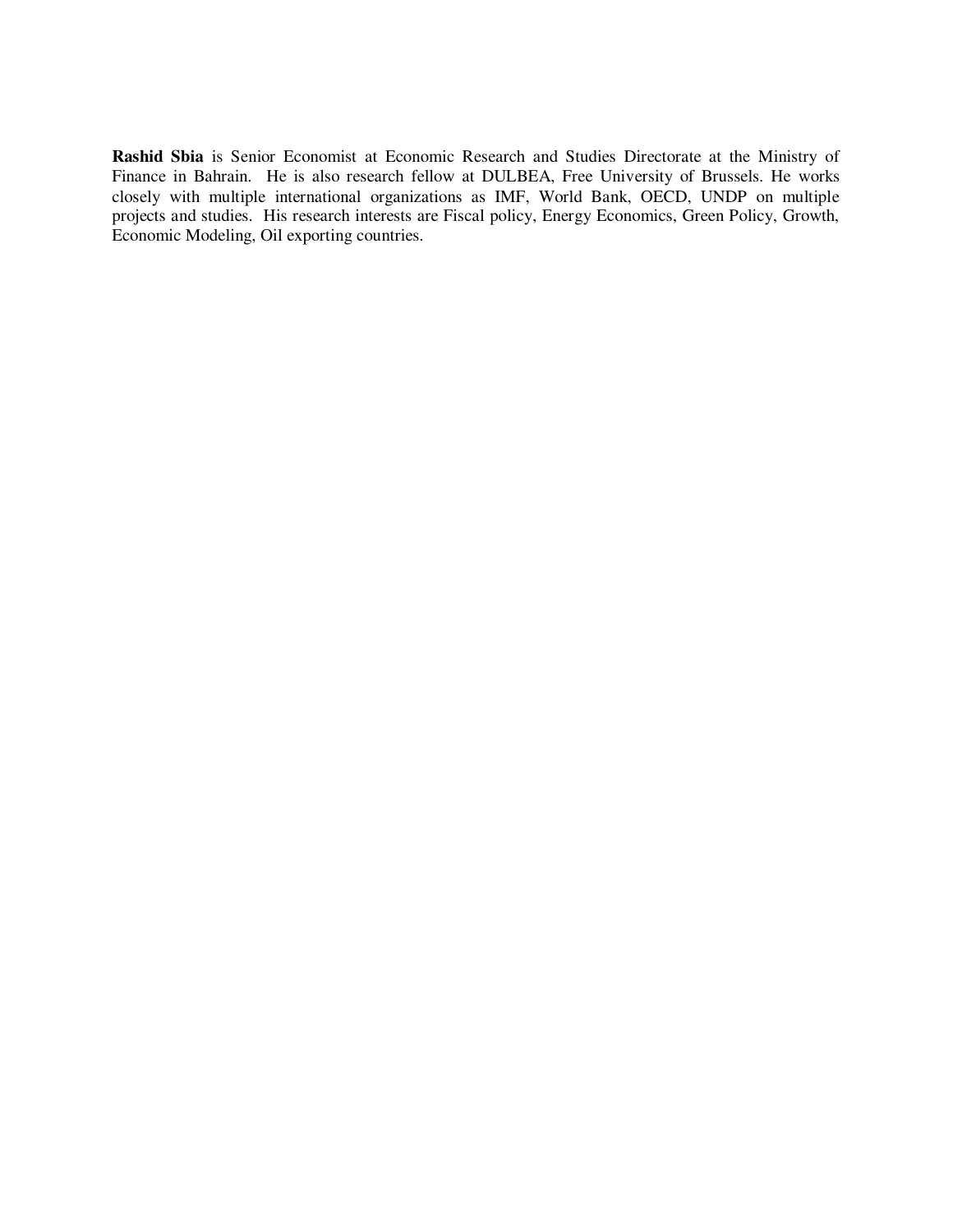**Rashid Sbia** is Senior Economist at Economic Research and Studies Directorate at the Ministry of Finance in Bahrain. He is also research fellow at DULBEA, Free University of Brussels. He works closely with multiple international organizations as IMF, World Bank, OECD, UNDP on multiple projects and studies. His research interests are Fiscal policy, Energy Economics, Green Policy, Growth, Economic Modeling, Oil exporting countries.